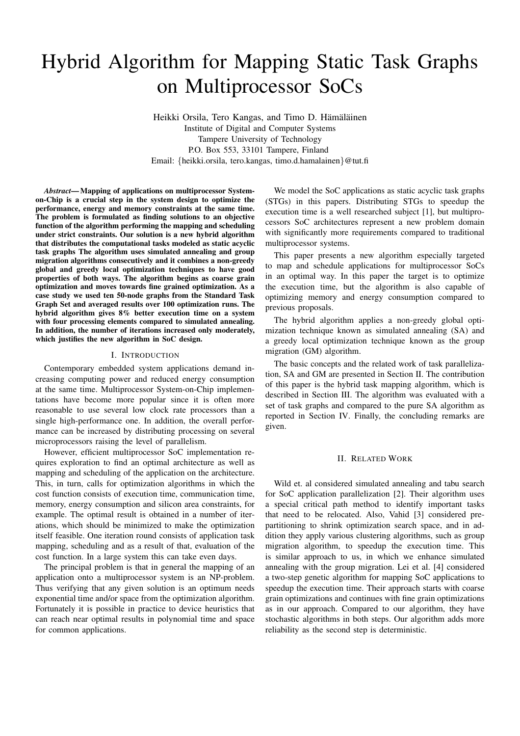# Hybrid Algorithm for Mapping Static Task Graphs on Multiprocessor SoCs

Heikki Orsila, Tero Kangas, and Timo D. Hämäläinen
Institute of Digital and Computer Systems
Tampere University of Technology
P.O. Box 553, 33101 Tampere, Finland
Email: {heikki.orsila, tero.kangas, timo.d.hamalainen}@tut.fi

***Abstract*— Mapping of applications on multiprocessor System-on-Chip is a crucial step in the system design to optimize the performance, energy and memory constraints at the same time. The problem is formulated as finding solutions to an objective function of the algorithm performing the mapping and scheduling under strict constraints. Our solution is a new hybrid algorithm that distributes the computational tasks modeled as static acyclic task graphs The algorithm uses simulated annealing and group migration algorithms consecutively and it combines a non-greedy global and greedy local optimization techniques to have good properties of both ways. The algorithm begins as coarse grain optimization and moves towards fine grained optimization. As a case study we used ten 50-node graphs from the Standard Task Graph Set and averaged results over 100 optimization runs. The hybrid algorithm gives 8% better execution time on a system with four processing elements compared to simulated annealing. In addition, the number of iterations increased only moderately, which justifies the new algorithm in SoC design.**

## I. Introduction

Contemporary embedded system applications demand increasing computing power and reduced energy consumption at the same time. Multiprocessor System-on-Chip implementations have become more popular since it is often more reasonable to use several low clock rate processors than a single high-performance one. In addition, the overall performance can be increased by distributing processing on several microprocessors raising the level of parallelism.

However, efficient multiprocessor SoC implementation requires exploration to find an optimal architecture as well as mapping and scheduling of the application on the architecture. This, in turn, calls for optimization algorithms in which the cost function consists of execution time, communication time, memory, energy consumption and silicon area constraints, for example. The optimal result is obtained in a number of iterations, which should be minimized to make the optimization itself feasible. One iteration round consists of application task mapping, scheduling and as a result of that, evaluation of the cost function. In a large system this can take even days.

The principal problem is that in general the mapping of an application onto a multiprocessor system is an NP-problem. Thus verifying that any given solution is an optimum needs exponential time and/or space from the optimization algorithm. Fortunately it is possible in practice to device heuristics that can reach near optimal results in polynomial time and space for common applications.

We model the SoC applications as static acyclic task graphs (STGs) in this papers. Distributing STGs to speedup the execution time is a well researched subject [1], but multiprocessors SoC architectures represent a new problem domain with significantly more requirements compared to traditional multiprocessor systems.

This paper presents a new algorithm especially targeted to map and schedule applications for multiprocessor SoCs in an optimal way. In this paper the target is to optimize the execution time, but the algorithm is also capable of optimizing memory and energy consumption compared to previous proposals.

The hybrid algorithm applies a non-greedy global optimization technique known as simulated annealing (SA) and a greedy local optimization technique known as the group migration (GM) algorithm.

The basic concepts and the related work of task parallelization, SA and GM are presented in Section II. The contribution of this paper is the hybrid task mapping algorithm, which is described in Section III. The algorithm was evaluated with a set of task graphs and compared to the pure SA algorithm as reported in Section IV. Finally, the concluding remarks are given.

## II. Related Work

Wild et. al considered simulated annealing and tabu search for SoC application parallelization [2]. Their algorithm uses a special critical path method to identify important tasks that need to be relocated. Also, Vahid [3] considered prepartitioning to shrink optimization search space, and in addition they apply various clustering algorithms, such as group migration algorithm, to speedup the execution time. This is similar approach to us, in which we enhance simulated annealing with the group migration. Lei et al. [4] considered a two-step genetic algorithm for mapping SoC applications to speedup the execution time. Their approach starts with coarse grain optimizations and continues with fine grain optimizations as in our approach. Compared to our algorithm, they have stochastic algorithms in both steps. Our algorithm adds more reliability as the second step is deterministic.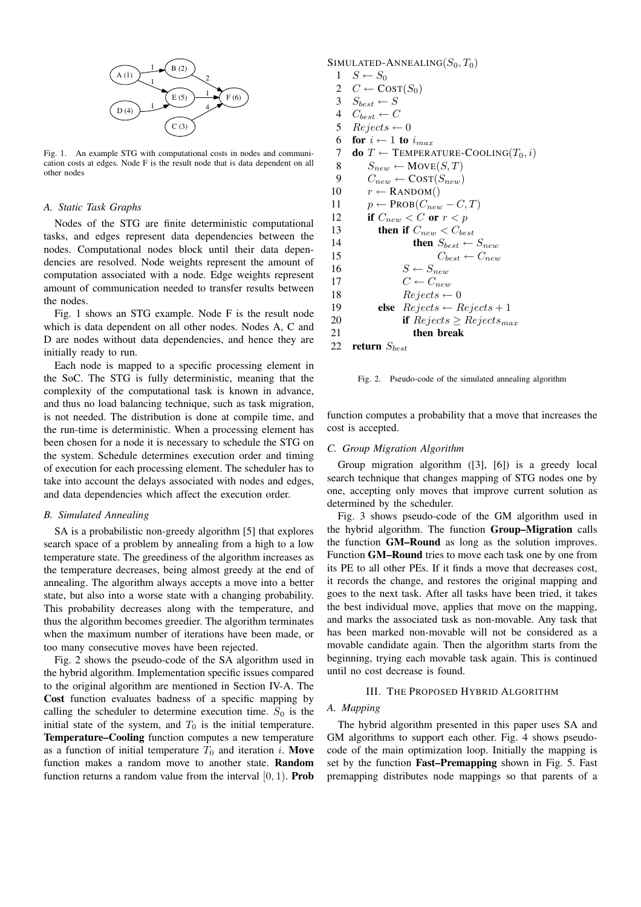Fig. 1. An example STG with computational costs in nodes and communication costs at edges. Node F is the result node that is data dependent on all other nodes

### A. Static Task Graphs

Nodes of the STG are finite deterministic computational tasks, and edges represent data dependencies between the nodes. Computational nodes block until their data dependencies are resolved. Node weights represent the amount of computation associated with a node. Edge weights represent amount of communication needed to transfer results between the nodes.

Fig. 1 shows an STG example. Node F is the result node which is data dependent on all other nodes. Nodes A, C and D are nodes without data dependencies, and hence they are initially ready to run.

Each node is mapped to a specific processing element in the SoC. The STG is fully deterministic, meaning that the complexity of the computational task is known in advance, and thus no load balancing technique, such as task migration, is not needed. The distribution is done at compile time, and the run-time is deterministic. When a processing element has been chosen for a node it is necessary to schedule the STG on the system. Schedule determines execution order and timing of execution for each processing element. The scheduler has to take into account the delays associated with nodes and edges, and data dependencies which affect the execution order.

### B. Simulated Annealing

SA is a probabilistic non-greedy algorithm [5] that explores search space of a problem by annealing from a high to a low temperature state. The greediness of the algorithm increases as the temperature decreases, being almost greedy at the end of annealing. The algorithm always accepts a move into a better state, but also into a worse state with a changing probability. This probability decreases along with the temperature, and thus the algorithm becomes greedier. The algorithm terminates when the maximum number of iterations have been made, or too many consecutive moves have been rejected.

Fig. 2 shows the pseudo-code of the SA algorithm used in the hybrid algorithm. Implementation specific issues compared to the original algorithm are mentioned in Section IV-A. The **Cost** function evaluates badness of a specific mapping by calling the scheduler to determine execution time. $S_0$ is the initial state of the system, and $T_0$ is the initial temperature. **Temperature–Cooling** function computes a new temperature as a function of initial temperature $T_0$ and iteration $i$. **Move** function makes a random move to another state. **Random** function returns a random value from the interval $[0, 1)$. **Prob** function computes a probability that a move that increases the cost is accepted.

```
SIMULATED-ANNEALING(S_0, T_0)
 1  S ← S_0
 2  C ← COST(S_0)
 3  S_best ← S
 4  C_best ← C
 5  Rejects ← 0
 6  for i ← 1 to i_max
 7  do T ← TEMPERATURE-COOLING(T_0, i)
 8       S_new ← MOVE(S, T)
 9       C_new ← COST(S_new)
10       r ← RANDOM()
11       p ← PROB(C_new − C, T)
12       if C_new < C or r < p
13          then if C_new < C_best
14                  then S_best ← S_new
15                       C_best ← C_new
16               S ← S_new
17               C ← C_new
18               Rejects ← 0
19          else Rejects ← Rejects + 1
20               if Rejects ≥ Rejects_max
21                  then break
22  return S_best
```

Fig. 2. Pseudo-code of the simulated annealing algorithm

### C. Group Migration Algorithm

Group migration algorithm ([3], [6]) is a greedy local search technique that changes mapping of STG nodes one by one, accepting only moves that improve current solution as determined by the scheduler.

Fig. 3 shows pseudo-code of the GM algorithm used in the hybrid algorithm. The function **Group–Migration** calls the function **GM–Round** as long as the solution improves. Function **GM–Round** tries to move each task one by one from its PE to all other PEs. If it finds a move that decreases cost, it records the change, and restores the original mapping and goes to the next task. After all tasks have been tried, it takes the best individual move, applies that move on the mapping, and marks the associated task as non-movable. Any task that has been marked non-movable will not be considered as a movable candidate again. Then the algorithm starts from the beginning, trying each movable task again. This is continued until no cost decrease is found.

## III. The Proposed Hybrid Algorithm

### A. Mapping

The hybrid algorithm presented in this paper uses SA and GM algorithms to support each other. Fig. 4 shows pseudo-code of the main optimization loop. Initially the mapping is set by the function **Fast–Premapping** shown in Fig. 5. Fast premapping distributes node mappings so that parents of a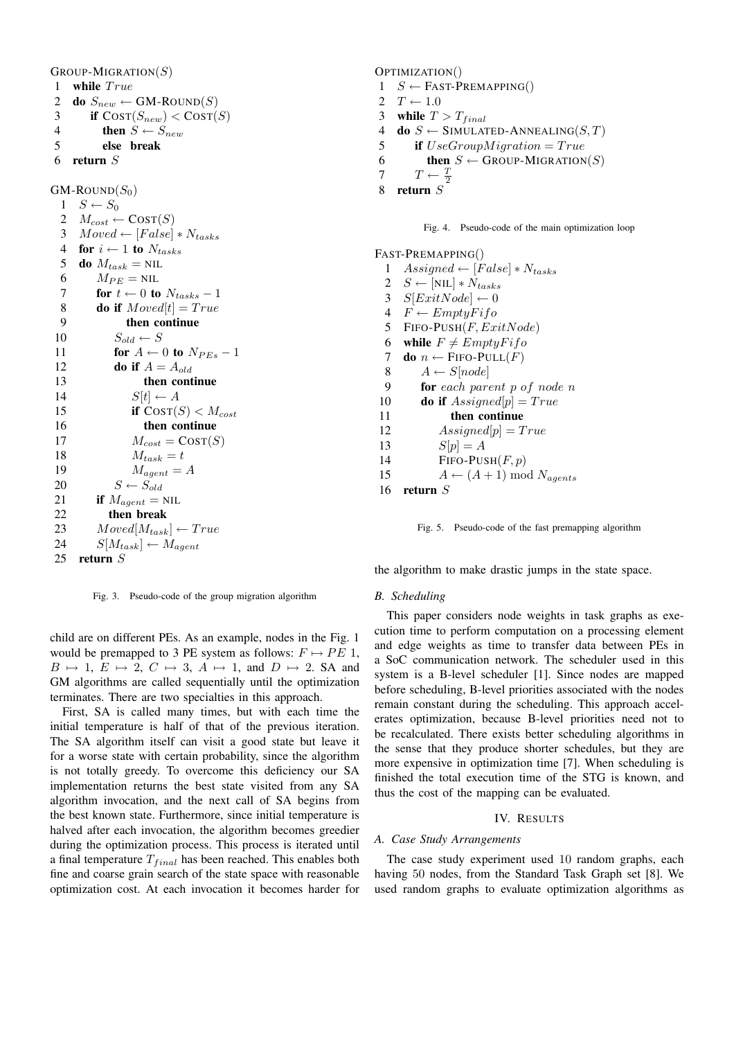```
GROUP-MIGRATION(S)
1  while True
2  do S_new ← GM-ROUND(S)
3     if COST(S_new) < COST(S)
4       then S ← S_new
5       else break
6  return S

GM-ROUND(S_0)
 1  S ← S_0
 2  M_cost ← COST(S)
 3  Moved ← [False] * N_tasks
 4  for i ← 1 to N_tasks
 5  do M_task = NIL
 6     M_PE = NIL
 7     for t ← 0 to N_tasks − 1
 8     do if Moved[t] = True
 9           then continue
10        S_old ← S
11        for A ← 0 to N_PEs − 1
12        do if A = A_old
13              then continue
14           S[t] ← A
15           if COST(S) < M_cost
16              then continue
17           M_cost = COST(S)
18           M_task = t
19           M_agent = A
20        S ← S_old
21     if M_agent = NIL
22        then break
23     Moved[M_task] ← True
24     S[M_task] ← M_agent
25  return S
```

Fig. 3. Pseudo-code of the group migration algorithm

child are on different PEs. As an example, nodes in the Fig. 1 would be premapped to 3 PE system as follows: $F \mapsto PE\ 1$, $B \mapsto 1$, $E \mapsto 2$, $C \mapsto 3$, $A \mapsto 1$, and $D \mapsto 2$. SA and GM algorithms are called sequentially until the optimization terminates. There are two specialties in this approach.

First, SA is called many times, but with each time the initial temperature is half of that of the previous iteration. The SA algorithm itself can visit a good state but leave it for a worse state with certain probability, since the algorithm is not totally greedy. To overcome this deficiency our SA implementation returns the best state visited from any SA algorithm invocation, and the next call of SA begins from the best known state. Furthermore, since initial temperature is halved after each invocation, the algorithm becomes greedier during the optimization process. This process is iterated until a final temperature $T_{final}$ has been reached. This enables both fine and coarse grain search of the state space with reasonable optimization cost. At each invocation it becomes harder for the algorithm to make drastic jumps in the state space.

```
OPTIMIZATION()
1  S ← FAST-PREMAPPING()
2  T ← 1.0
3  while T > T_final
4  do S ← SIMULATED-ANNEALING(S, T)
5     if UseGroupMigration = True
6        then S ← GROUP-MIGRATION(S)
7     T ← T/2
8  return S
```

Fig. 4. Pseudo-code of the main optimization loop

```
FAST-PREMAPPING()
 1  Assigned ← [False] * N_tasks
 2  S ← [NIL] * N_tasks
 3  S[ExitNode] ← 0
 4  F ← EmptyFifo
 5  FIFO-PUSH(F, ExitNode)
 6  while F ≠ EmptyFifo
 7  do n ← FIFO-PULL(F)
 8     A ← S[node]
 9     for each parent p of node n
10     do if Assigned[p] = True
11           then continue
12        Assigned[p] = True
13        S[p] = A
14        FIFO-PUSH(F, p)
15        A ← (A + 1) mod N_agents
16  return S
```

Fig. 5. Pseudo-code of the fast premapping algorithm

### B. Scheduling

This paper considers node weights in task graphs as execution time to perform computation on a processing element and edge weights as time to transfer data between PEs in a SoC communication network. The scheduler used in this system is a B-level scheduler [1]. Since nodes are mapped before scheduling, B-level priorities associated with the nodes remain constant during the scheduling. This approach accelerates optimization, because B-level priorities need not to be recalculated. There exists better scheduling algorithms in the sense that they produce shorter schedules, but they are more expensive in optimization time [7]. When scheduling is finished the total execution time of the STG is known, and thus the cost of the mapping can be evaluated.

## IV. RESULTS

### A. Case Study Arrangements

The case study experiment used 10 random graphs, each having 50 nodes, from the Standard Task Graph set [8]. We used random graphs to evaluate optimization algorithms as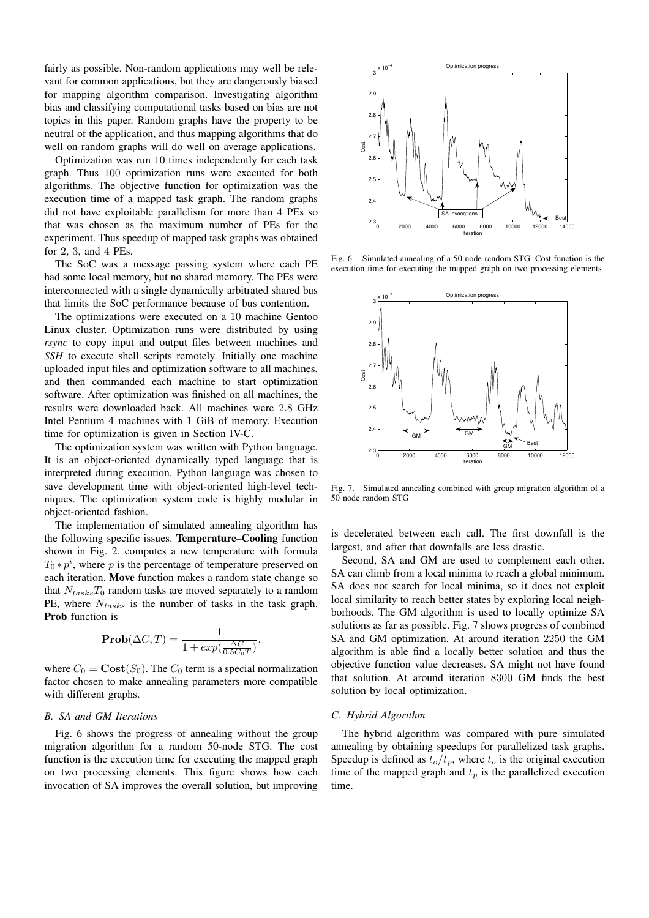fairly as possible. Non-random applications may well be relevant for common applications, but they are dangerously biased for mapping algorithm comparison. Investigating algorithm bias and classifying computational tasks based on bias are not topics in this paper. Random graphs have the property to be neutral of the application, and thus mapping algorithms that do well on random graphs will do well on average applications.

Optimization was run 10 times independently for each task graph. Thus 100 optimization runs were executed for both algorithms. The objective function for optimization was the execution time of a mapped task graph. The random graphs did not have exploitable parallelism for more than 4 PEs so that was chosen as the maximum number of PEs for the experiment. Thus speedup of mapped task graphs was obtained for 2, 3, and 4 PEs.

The SoC was a message passing system where each PE had some local memory, but no shared memory. The PEs were interconnected with a single dynamically arbitrated shared bus that limits the SoC performance because of bus contention.

The optimizations were executed on a 10 machine Gentoo Linux cluster. Optimization runs were distributed by using *rsync* to copy input and output files between machines and *SSH* to execute shell scripts remotely. Initially one machine uploaded input files and optimization software to all machines, and then commanded each machine to start optimization software. After optimization was finished on all machines, the results were downloaded back. All machines were 2.8 GHz Intel Pentium 4 machines with 1 GiB of memory. Execution time for optimization is given in Section IV-C.

The optimization system was written with Python language. It is an object-oriented dynamically typed language that is interpreted during execution. Python language was chosen to save development time with object-oriented high-level techniques. The optimization system code is highly modular in object-oriented fashion.

The implementation of simulated annealing algorithm has the following specific issues. **Temperature–Cooling** function shown in Fig. 2. computes a new temperature with formula $T_0 * p^i$, where $p$ is the percentage of temperature preserved on each iteration. **Move** function makes a random state change so that $N_{tasks} T_0$ random tasks are moved separately to a random PE, where $N_{tasks}$ is the number of tasks in the task graph. **Prob** function is

$$\mathbf{Prob}(\Delta C, T) = \frac{1}{1 + exp(\frac{\Delta C}{0.5 C_0 T})},$$

where $C_0 = \mathbf{Cost}(S_0)$. The $C_0$ term is a special normalization factor chosen to make annealing parameters more compatible with different graphs.

### B. SA and GM Iterations

Fig. 6 shows the progress of annealing without the group migration algorithm for a random 50-node STG. The cost function is the execution time for executing the mapped graph on two processing elements. This figure shows how each invocation of SA improves the overall solution, but improving is decelerated between each call. The first downfall is the largest, and after that downfalls are less drastic.

Fig. 6. Simulated annealing of a 50 node random STG. Cost function is the execution time for executing the mapped graph on two processing elements

Fig. 7. Simulated annealing combined with group migration algorithm of a 50 node random STG

Second, SA and GM are used to complement each other. SA can climb from a local minima to reach a global minimum. SA does not search for local minima, so it does not exploit local similarity to reach better states by exploring local neighborhoods. The GM algorithm is used to locally optimize SA solutions as far as possible. Fig. 7 shows progress of combined SA and GM optimization. At around iteration 2250 the GM algorithm is able find a locally better solution and thus the objective function value decreases. SA might not have found that solution. At around iteration 8300 GM finds the best solution by local optimization.

### C. Hybrid Algorithm

The hybrid algorithm was compared with pure simulated annealing by obtaining speedups for parallelized task graphs. Speedup is defined as $t_o/t_p$, where $t_o$ is the original execution time of the mapped graph and $t_p$ is the parallelized execution time.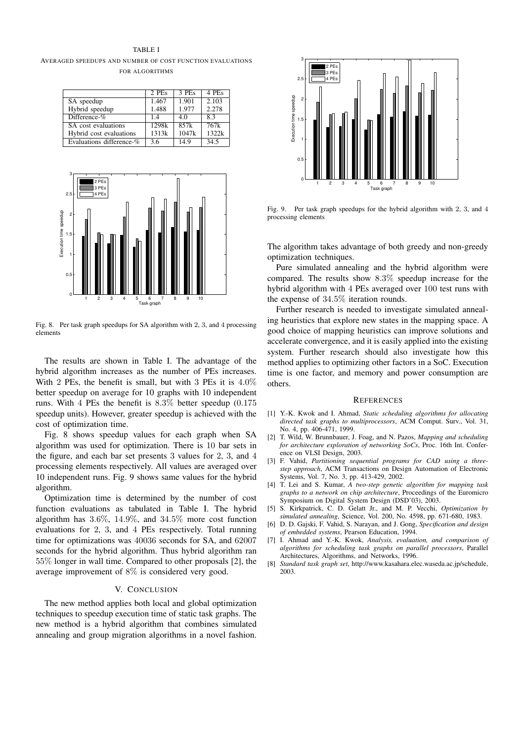TABLE I
AVERAGED SPEEDUPS AND NUMBER OF COST FUNCTION EVALUATIONS FOR ALGORITHMS

| | 2 PEs | 3 PEs | 4 PEs |
|---|---|---|---|
| SA speedup | 1.467 | 1.901 | 2.103 |
| Hybrid speedup | 1.488 | 1.977 | 2.278 |
| Difference-% | 1.4 | 4.0 | 8.3 |
| SA cost evaluations | 1298k | 857k | 767k |
| Hybrid cost evaluations | 1313k | 1047k | 1322k |
| Evaluations difference-% | 3.6 | 14.9 | 34.5 |

3
2.5
2
1.5
1
0.5
0
Execution time speedup
2 PEs
3 PEs
4 PEs
1 2 3 4 5 6 7 8 9 10
Task graph

Fig. 8. Per task graph speedups for SA algorithm with 2, 3, and 4 processing elements

The results are shown in Table I. The advantage of the hybrid algorithm increases as the number of PEs increases. With 2 PEs, the benefit is small, but with 3 PEs it is 4.0% better speedup on average for 10 graphs with 10 independent runs. With 4 PEs the benefit is 8.3% better speedup (0.175 speedup units). However, greater speedup is achieved with the cost of optimization time.

Fig. 8 shows speedup values for each graph when SA algorithm was used for optimization. There is 10 bar sets in the figure, and each bar set presents 3 values for 2, 3, and 4 processing elements respectively. All values are averaged over 10 independent runs. Fig. 9 shows same values for the hybrid algorithm.

Optimization time is determined by the number of cost function evaluations as tabulated in Table I. The hybrid algorithm has 3.6%, 14.9%, and 34.5% more cost function evaluations for 2, 3, and 4 PEs respectively. Total running time for optimizations was 40036 seconds for SA, and 62007 seconds for the hybrid algorithm. Thus hybrid algorithm ran 55% longer in wall time. Compared to other proposals [2], the average improvement of 8% is considered very good.

## V. CONCLUSION

The new method applies both local and global optimization techniques to speedup execution time of static task graphs. The new method is a hybrid algorithm that combines simulated annealing and group migration algorithms in a novel fashion.

3
2.5
2
1.5
1
0.5
0
Execution time speedup
2 PEs
3 PEs
4 PEs
1 2 3 4 5 6 7 8 9 10
Task graph

Fig. 9. Per task graph speedups for the hybrid algorithm with 2, 3, and 4 processing elements

The algorithm takes advantage of both greedy and non-greedy optimization techniques.

Pure simulated annealing and the hybrid algorithm were compared. The results show 8.3% speedup increase for the hybrid algorithm with 4 PEs averaged over 100 test runs with the expense of 34.5% iteration rounds.

Further research is needed to investigate simulated annealing heuristics that explore new states in the mapping space. A good choice of mapping heuristics can improve solutions and accelerate convergence, and it is easily applied into the existing system. Further research should also investigate how this method applies to optimizing other factors in a SoC. Execution time is one factor, and memory and power consumption are others.

## REFERENCES

[1] Y.-K. Kwok and I. Ahmad, *Static scheduling algorithms for allocating directed task graphs to multiprocessors*, ACM Comput. Surv., Vol. 31, No. 4, pp. 406-471, 1999.

[2] T. Wild, W. Brunnbauer, J. Foag, and N. Pazos, *Mapping and scheduling for architecture exploration of networking SoCs*, Proc. 16th Int. Conference on VLSI Design, 2003.

[3] F. Vahid, *Partitioning sequential programs for CAD using a three-step approach*, ACM Transactions on Design Automation of Electronic Systems, Vol. 7, No. 3, pp. 413-429, 2002.

[4] T. Lei and S. Kumar, *A two-step genetic algorithm for mapping task graphs to a network on chip architecture*, Proceedings of the Euromicro Symposium on Digital System Design (DSD'03), 2003.

[5] S. Kirkpatrick, C. D. Gelatt Jr., and M. P. Vecchi, *Optimization by simulated annealing*, Science, Vol. 200, No. 4598, pp. 671-680, 1983.

[6] D. D. Gajski, F. Vahid, S. Narayan, and J. Gong, *Specification and design of embedded systems*, Pearson Education, 1994.

[7] I. Ahmad and Y.-K. Kwok, *Analysis, evaluation, and comparison of algorithms for scheduling task graphs on parallel processors*, Parallel Architectures, Algorithms, and Networks, 1996.

[8] *Standard task graph set*, http://www.kasahara.elec.waseda.ac.jp/schedule, 2003.